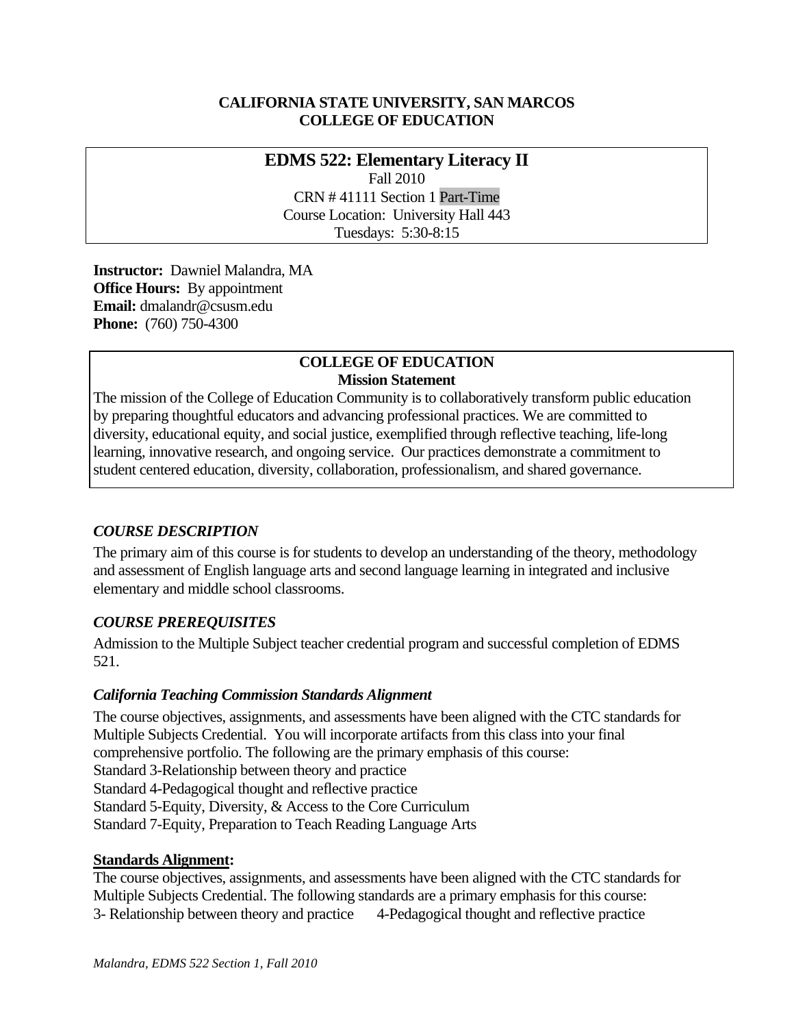**CALIFORNIA STATE UNIVERSITY, SAN MARCOS**
**COLLEGE OF EDUCATION**

# EDMS 522: Elementary Literacy II

Fall 2010
CRN # 41111 Section 1 Part-Time
Course Location: University Hall 443
Tuesdays: 5:30-8:15

**Instructor:** Dawniel Malandra, MA
**Office Hours:** By appointment
**Email:** dmalandr@csusm.edu
**Phone:** (760) 750-4300

## COLLEGE OF EDUCATION
### Mission Statement

The mission of the College of Education Community is to collaboratively transform public education by preparing thoughtful educators and advancing professional practices. We are committed to diversity, educational equity, and social justice, exemplified through reflective teaching, life-long learning, innovative research, and ongoing service. Our practices demonstrate a commitment to student centered education, diversity, collaboration, professionalism, and shared governance.

### *COURSE DESCRIPTION*

The primary aim of this course is for students to develop an understanding of the theory, methodology and assessment of English language arts and second language learning in integrated and inclusive elementary and middle school classrooms.

### *COURSE PREREQUISITES*

Admission to the Multiple Subject teacher credential program and successful completion of EDMS 521.

### *California Teaching Commission Standards Alignment*

The course objectives, assignments, and assessments have been aligned with the CTC standards for Multiple Subjects Credential. You will incorporate artifacts from this class into your final comprehensive portfolio. The following are the primary emphasis of this course:
Standard 3-Relationship between theory and practice
Standard 4-Pedagogical thought and reflective practice
Standard 5-Equity, Diversity, & Access to the Core Curriculum
Standard 7-Equity, Preparation to Teach Reading Language Arts

**Standards Alignment:**
The course objectives, assignments, and assessments have been aligned with the CTC standards for Multiple Subjects Credential. The following standards are a primary emphasis for this course:
3- Relationship between theory and practice 4-Pedagogical thought and reflective practice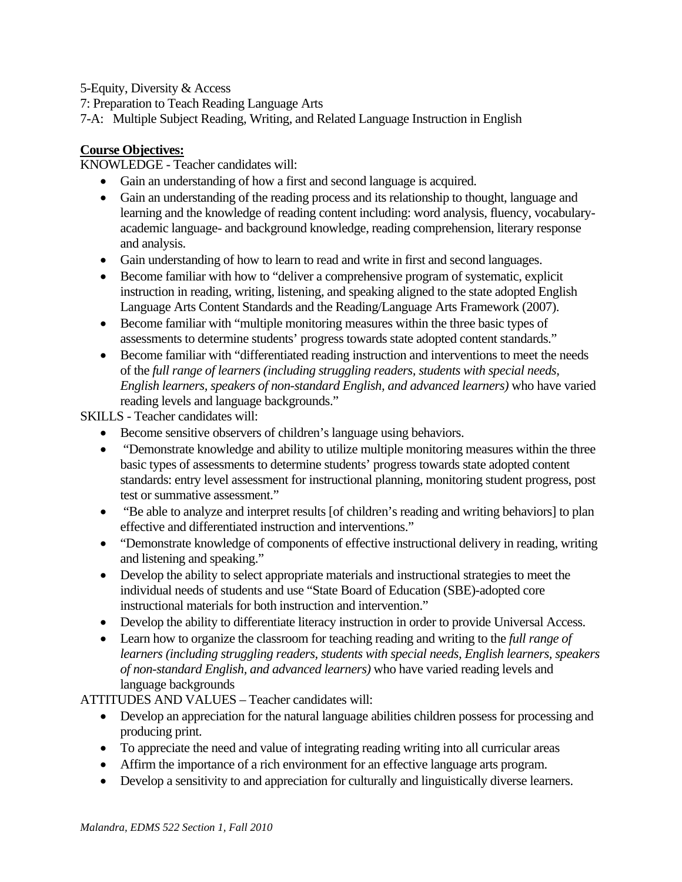5-Equity, Diversity & Access
7: Preparation to Teach Reading Language Arts
7-A: Multiple Subject Reading, Writing, and Related Language Instruction in English

**Course Objectives:**

KNOWLEDGE - Teacher candidates will:

- Gain an understanding of how a first and second language is acquired.
- Gain an understanding of the reading process and its relationship to thought, language and learning and the knowledge of reading content including: word analysis, fluency, vocabulary-academic language- and background knowledge, reading comprehension, literary response and analysis.
- Gain understanding of how to learn to read and write in first and second languages.
- Become familiar with how to "deliver a comprehensive program of systematic, explicit instruction in reading, writing, listening, and speaking aligned to the state adopted English Language Arts Content Standards and the Reading/Language Arts Framework (2007).
- Become familiar with "multiple monitoring measures within the three basic types of assessments to determine students' progress towards state adopted content standards."
- Become familiar with "differentiated reading instruction and interventions to meet the needs of the *full range of learners (including struggling readers, students with special needs, English learners, speakers of non-standard English, and advanced learners)* who have varied reading levels and language backgrounds."

SKILLS - Teacher candidates will:

- Become sensitive observers of children's language using behaviors.
- "Demonstrate knowledge and ability to utilize multiple monitoring measures within the three basic types of assessments to determine students' progress towards state adopted content standards: entry level assessment for instructional planning, monitoring student progress, post test or summative assessment."
- "Be able to analyze and interpret results [of children's reading and writing behaviors] to plan effective and differentiated instruction and interventions."
- "Demonstrate knowledge of components of effective instructional delivery in reading, writing and listening and speaking."
- Develop the ability to select appropriate materials and instructional strategies to meet the individual needs of students and use "State Board of Education (SBE)-adopted core instructional materials for both instruction and intervention."
- Develop the ability to differentiate literacy instruction in order to provide Universal Access.
- Learn how to organize the classroom for teaching reading and writing to the *full range of learners (including struggling readers, students with special needs, English learners, speakers of non-standard English, and advanced learners)* who have varied reading levels and language backgrounds

ATTITUDES AND VALUES – Teacher candidates will:

- Develop an appreciation for the natural language abilities children possess for processing and producing print.
- To appreciate the need and value of integrating reading writing into all curricular areas
- Affirm the importance of a rich environment for an effective language arts program.
- Develop a sensitivity to and appreciation for culturally and linguistically diverse learners.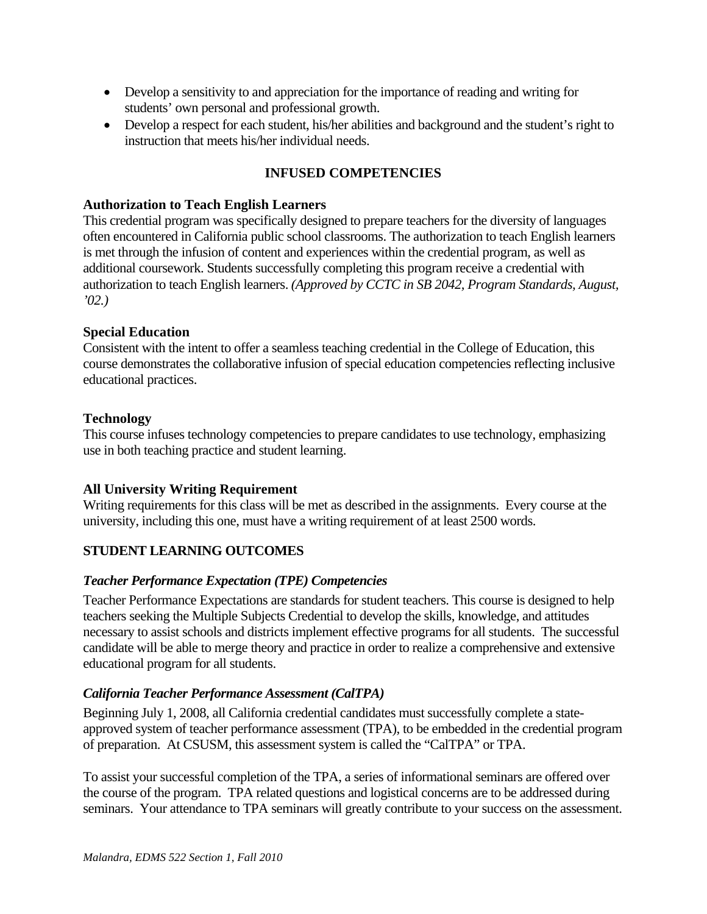- Develop a sensitivity to and appreciation for the importance of reading and writing for students' own personal and professional growth.
- Develop a respect for each student, his/her abilities and background and the student's right to instruction that meets his/her individual needs.

## INFUSED COMPETENCIES

### Authorization to Teach English Learners

This credential program was specifically designed to prepare teachers for the diversity of languages often encountered in California public school classrooms. The authorization to teach English learners is met through the infusion of content and experiences within the credential program, as well as additional coursework. Students successfully completing this program receive a credential with authorization to teach English learners. *(Approved by CCTC in SB 2042, Program Standards, August, '02.)*

### Special Education

Consistent with the intent to offer a seamless teaching credential in the College of Education, this course demonstrates the collaborative infusion of special education competencies reflecting inclusive educational practices.

### Technology

This course infuses technology competencies to prepare candidates to use technology, emphasizing use in both teaching practice and student learning.

### All University Writing Requirement

Writing requirements for this class will be met as described in the assignments. Every course at the university, including this one, must have a writing requirement of at least 2500 words.

## STUDENT LEARNING OUTCOMES

### *Teacher Performance Expectation (TPE) Competencies*

Teacher Performance Expectations are standards for student teachers. This course is designed to help teachers seeking the Multiple Subjects Credential to develop the skills, knowledge, and attitudes necessary to assist schools and districts implement effective programs for all students. The successful candidate will be able to merge theory and practice in order to realize a comprehensive and extensive educational program for all students.

### *California Teacher Performance Assessment (CalTPA)*

Beginning July 1, 2008, all California credential candidates must successfully complete a state-approved system of teacher performance assessment (TPA), to be embedded in the credential program of preparation. At CSUSM, this assessment system is called the "CalTPA" or TPA.

To assist your successful completion of the TPA, a series of informational seminars are offered over the course of the program. TPA related questions and logistical concerns are to be addressed during seminars. Your attendance to TPA seminars will greatly contribute to your success on the assessment.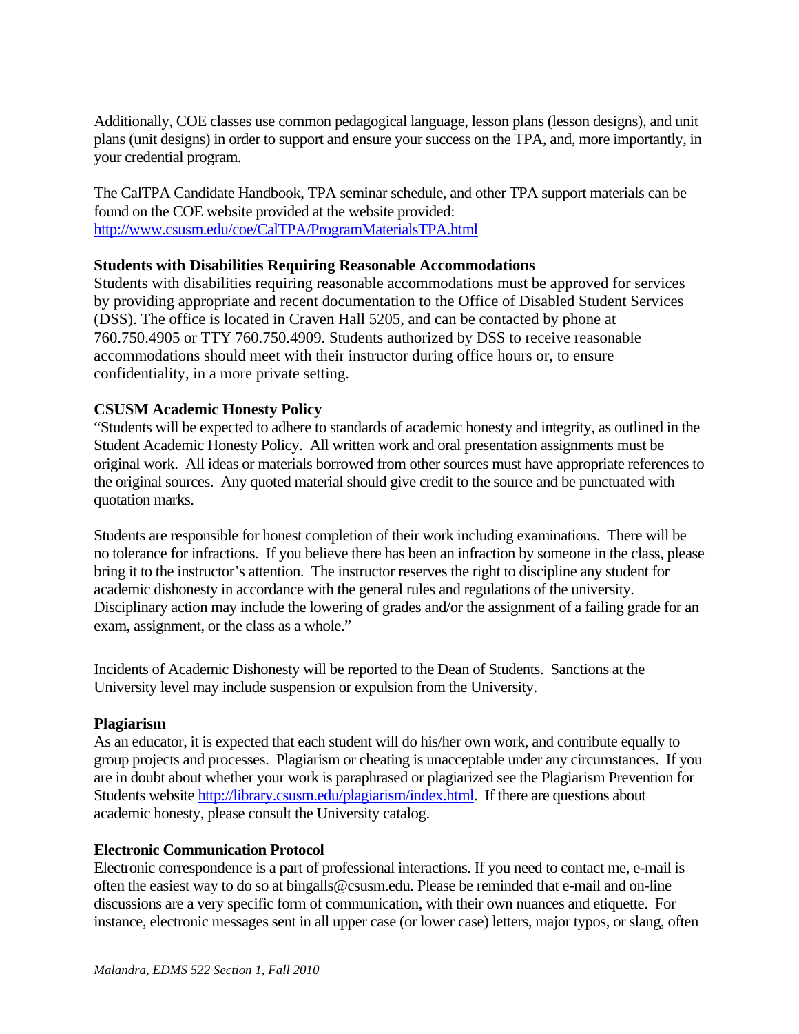Additionally, COE classes use common pedagogical language, lesson plans (lesson designs), and unit plans (unit designs) in order to support and ensure your success on the TPA, and, more importantly, in your credential program.

The CalTPA Candidate Handbook, TPA seminar schedule, and other TPA support materials can be found on the COE website provided at the website provided: http://www.csusm.edu/coe/CalTPA/ProgramMaterialsTPA.html

**Students with Disabilities Requiring Reasonable Accommodations**

Students with disabilities requiring reasonable accommodations must be approved for services by providing appropriate and recent documentation to the Office of Disabled Student Services (DSS). The office is located in Craven Hall 5205, and can be contacted by phone at 760.750.4905 or TTY 760.750.4909. Students authorized by DSS to receive reasonable accommodations should meet with their instructor during office hours or, to ensure confidentiality, in a more private setting.

**CSUSM Academic Honesty Policy**

"Students will be expected to adhere to standards of academic honesty and integrity, as outlined in the Student Academic Honesty Policy. All written work and oral presentation assignments must be original work. All ideas or materials borrowed from other sources must have appropriate references to the original sources. Any quoted material should give credit to the source and be punctuated with quotation marks.

Students are responsible for honest completion of their work including examinations. There will be no tolerance for infractions. If you believe there has been an infraction by someone in the class, please bring it to the instructor's attention. The instructor reserves the right to discipline any student for academic dishonesty in accordance with the general rules and regulations of the university. Disciplinary action may include the lowering of grades and/or the assignment of a failing grade for an exam, assignment, or the class as a whole."

Incidents of Academic Dishonesty will be reported to the Dean of Students. Sanctions at the University level may include suspension or expulsion from the University.

**Plagiarism**

As an educator, it is expected that each student will do his/her own work, and contribute equally to group projects and processes. Plagiarism or cheating is unacceptable under any circumstances. If you are in doubt about whether your work is paraphrased or plagiarized see the Plagiarism Prevention for Students website http://library.csusm.edu/plagiarism/index.html. If there are questions about academic honesty, please consult the University catalog.

**Electronic Communication Protocol**

Electronic correspondence is a part of professional interactions. If you need to contact me, e-mail is often the easiest way to do so at bingalls@csusm.edu. Please be reminded that e-mail and on-line discussions are a very specific form of communication, with their own nuances and etiquette. For instance, electronic messages sent in all upper case (or lower case) letters, major typos, or slang, often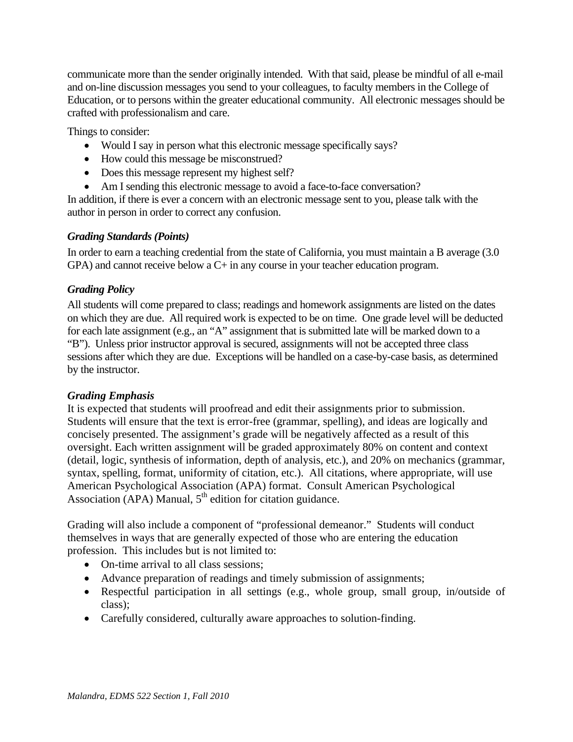communicate more than the sender originally intended. With that said, please be mindful of all e-mail and on-line discussion messages you send to your colleagues, to faculty members in the College of Education, or to persons within the greater educational community. All electronic messages should be crafted with professionalism and care.

Things to consider:

- Would I say in person what this electronic message specifically says?
- How could this message be misconstrued?
- Does this message represent my highest self?
- Am I sending this electronic message to avoid a face-to-face conversation?

In addition, if there is ever a concern with an electronic message sent to you, please talk with the author in person in order to correct any confusion.

### *Grading Standards (Points)*

In order to earn a teaching credential from the state of California, you must maintain a B average (3.0 GPA) and cannot receive below a C+ in any course in your teacher education program.

### *Grading Policy*

All students will come prepared to class; readings and homework assignments are listed on the dates on which they are due. All required work is expected to be on time. One grade level will be deducted for each late assignment (e.g., an "A" assignment that is submitted late will be marked down to a "B"). Unless prior instructor approval is secured, assignments will not be accepted three class sessions after which they are due. Exceptions will be handled on a case-by-case basis, as determined by the instructor.

### *Grading Emphasis*

It is expected that students will proofread and edit their assignments prior to submission. Students will ensure that the text is error-free (grammar, spelling), and ideas are logically and concisely presented. The assignment's grade will be negatively affected as a result of this oversight. Each written assignment will be graded approximately 80% on content and context (detail, logic, synthesis of information, depth of analysis, etc.), and 20% on mechanics (grammar, syntax, spelling, format, uniformity of citation, etc.). All citations, where appropriate, will use American Psychological Association (APA) format. Consult American Psychological Association (APA) Manual, 5th edition for citation guidance.

Grading will also include a component of "professional demeanor." Students will conduct themselves in ways that are generally expected of those who are entering the education profession. This includes but is not limited to:

- On-time arrival to all class sessions;
- Advance preparation of readings and timely submission of assignments;
- Respectful participation in all settings (e.g., whole group, small group, in/outside of class);
- Carefully considered, culturally aware approaches to solution-finding.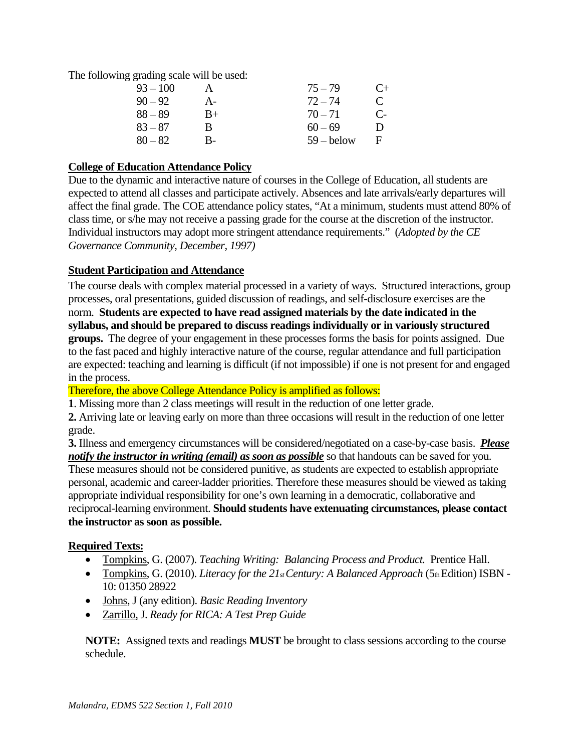The following grading scale will be used:

| | | | |
|---|---|---|---|
| 93 – 100 | A | 75 – 79 | C+ |
| 90 – 92 | A- | 72 – 74 | C |
| 88 – 89 | B+ | 70 – 71 | C- |
| 83 – 87 | B | 60 – 69 | D |
| 80 – 82 | B- | 59 – below | F |

## College of Education Attendance Policy

Due to the dynamic and interactive nature of courses in the College of Education, all students are expected to attend all classes and participate actively. Absences and late arrivals/early departures will affect the final grade. The COE attendance policy states, "At a minimum, students must attend 80% of class time, or s/he may not receive a passing grade for the course at the discretion of the instructor. Individual instructors may adopt more stringent attendance requirements." (*Adopted by the CE Governance Community, December, 1997)*

## Student Participation and Attendance

The course deals with complex material processed in a variety of ways. Structured interactions, group processes, oral presentations, guided discussion of readings, and self-disclosure exercises are the norm. **Students are expected to have read assigned materials by the date indicated in the syllabus, and should be prepared to discuss readings individually or in variously structured groups.** The degree of your engagement in these processes forms the basis for points assigned. Due to the fast paced and highly interactive nature of the course, regular attendance and full participation are expected: teaching and learning is difficult (if not impossible) if one is not present for and engaged in the process.

Therefore, the above College Attendance Policy is amplified as follows:

**1**. Missing more than 2 class meetings will result in the reduction of one letter grade.

**2.** Arriving late or leaving early on more than three occasions will result in the reduction of one letter grade.

**3.** Illness and emergency circumstances will be considered/negotiated on a case-by-case basis. ***Please notify the instructor in writing (email) as soon as possible*** so that handouts can be saved for you.

These measures should not be considered punitive, as students are expected to establish appropriate personal, academic and career-ladder priorities. Therefore these measures should be viewed as taking appropriate individual responsibility for one's own learning in a democratic, collaborative and reciprocal-learning environment. **Should students have extenuating circumstances, please contact the instructor as soon as possible.**

## Required Texts:

- Tompkins, G. (2007). *Teaching Writing: Balancing Process and Product.* Prentice Hall.
- Tompkins, G. (2010). *Literacy for the 21st Century: A Balanced Approach* (5th Edition) ISBN - 10: 01350 28922
- Johns, J (any edition). *Basic Reading Inventory*
- Zarrillo, J. *Ready for RICA: A Test Prep Guide*

**NOTE:** Assigned texts and readings **MUST** be brought to class sessions according to the course schedule.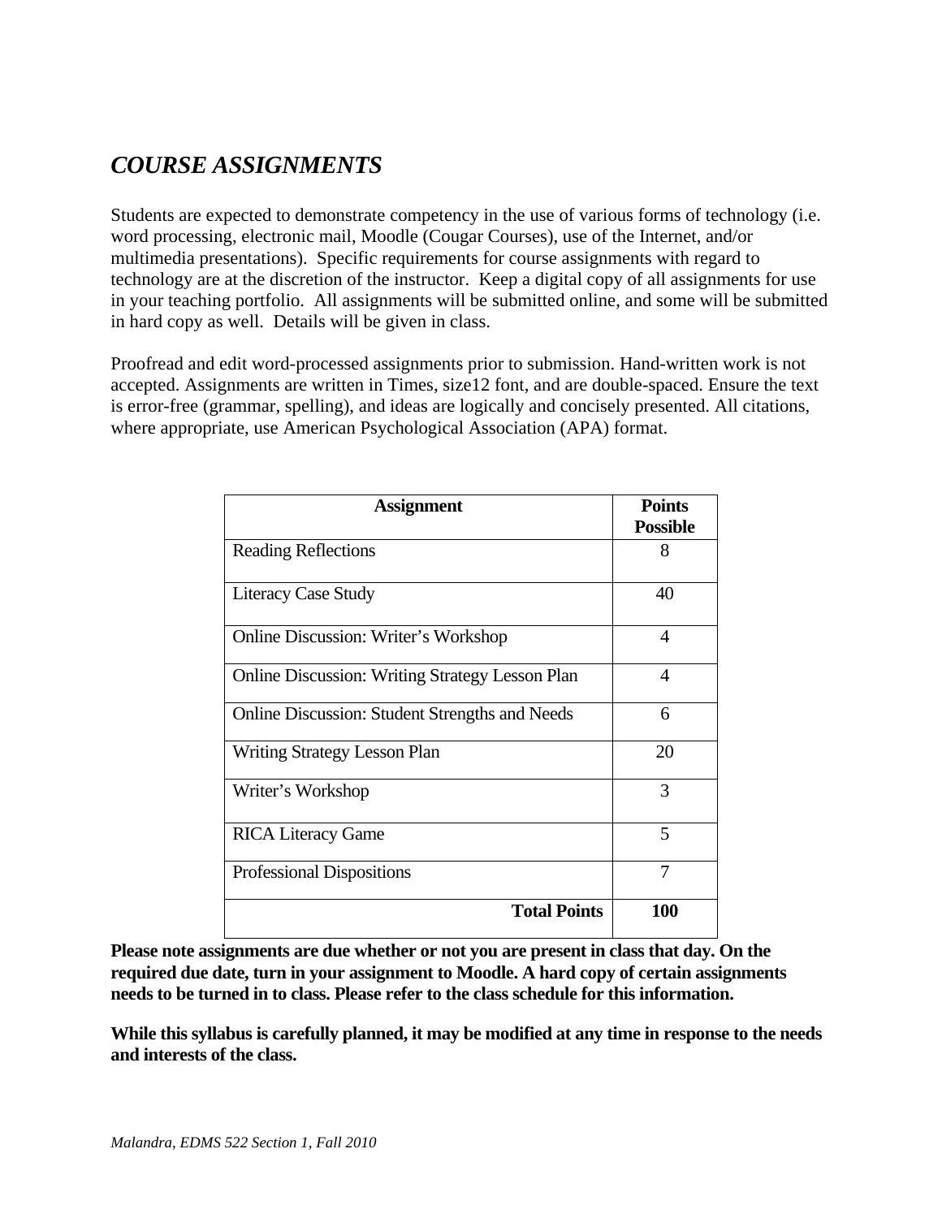## *COURSE ASSIGNMENTS*

Students are expected to demonstrate competency in the use of various forms of technology (i.e. word processing, electronic mail, Moodle (Cougar Courses), use of the Internet, and/or multimedia presentations). Specific requirements for course assignments with regard to technology are at the discretion of the instructor. Keep a digital copy of all assignments for use in your teaching portfolio. All assignments will be submitted online, and some will be submitted in hard copy as well. Details will be given in class.

Proofread and edit word-processed assignments prior to submission. Hand-written work is not accepted. Assignments are written in Times, size12 font, and are double-spaced. Ensure the text is error-free (grammar, spelling), and ideas are logically and concisely presented. All citations, where appropriate, use American Psychological Association (APA) format.

| Assignment | Points Possible |
|---|---|
| Reading Reflections | 8 |
| Literacy Case Study | 40 |
| Online Discussion: Writer's Workshop | 4 |
| Online Discussion: Writing Strategy Lesson Plan | 4 |
| Online Discussion: Student Strengths and Needs | 6 |
| Writing Strategy Lesson Plan | 20 |
| Writer's Workshop | 3 |
| RICA Literacy Game | 5 |
| Professional Dispositions | 7 |
| **Total Points** | **100** |

**Please note assignments are due whether or not you are present in class that day. On the required due date, turn in your assignment to Moodle. A hard copy of certain assignments needs to be turned in to class. Please refer to the class schedule for this information.**

**While this syllabus is carefully planned, it may be modified at any time in response to the needs and interests of the class.**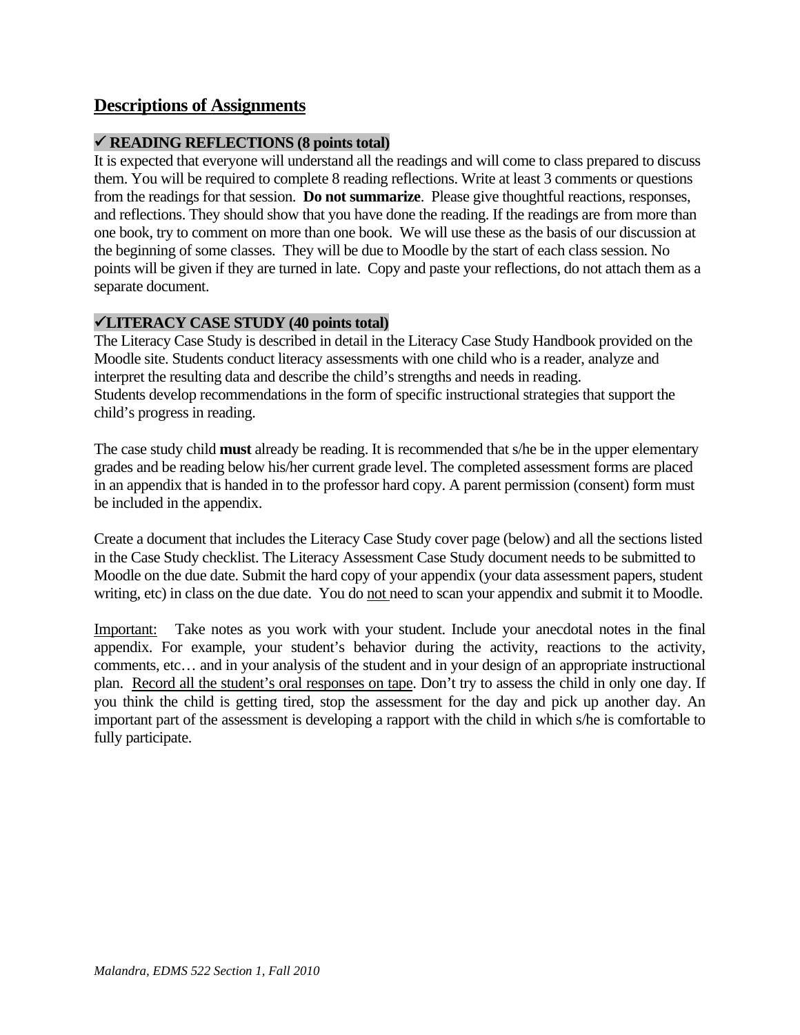## Descriptions of Assignments

### ✓ READING REFLECTIONS (8 points total)

It is expected that everyone will understand all the readings and will come to class prepared to discuss them. You will be required to complete 8 reading reflections. Write at least 3 comments or questions from the readings for that session. **Do not summarize**. Please give thoughtful reactions, responses, and reflections. They should show that you have done the reading. If the readings are from more than one book, try to comment on more than one book. We will use these as the basis of our discussion at the beginning of some classes. They will be due to Moodle by the start of each class session. No points will be given if they are turned in late. Copy and paste your reflections, do not attach them as a separate document.

### ✓LITERACY CASE STUDY (40 points total)

The Literacy Case Study is described in detail in the Literacy Case Study Handbook provided on the Moodle site. Students conduct literacy assessments with one child who is a reader, analyze and interpret the resulting data and describe the child's strengths and needs in reading.
Students develop recommendations in the form of specific instructional strategies that support the child's progress in reading.

The case study child **must** already be reading. It is recommended that s/he be in the upper elementary grades and be reading below his/her current grade level. The completed assessment forms are placed in an appendix that is handed in to the professor hard copy. A parent permission (consent) form must be included in the appendix.

Create a document that includes the Literacy Case Study cover page (below) and all the sections listed in the Case Study checklist. The Literacy Assessment Case Study document needs to be submitted to Moodle on the due date. Submit the hard copy of your appendix (your data assessment papers, student writing, etc) in class on the due date. You do <u>not</u> need to scan your appendix and submit it to Moodle.

<u>Important:</u> Take notes as you work with your student. Include your anecdotal notes in the final appendix. For example, your student's behavior during the activity, reactions to the activity, comments, etc… and in your analysis of the student and in your design of an appropriate instructional plan. <u>Record all the student's oral responses on tape</u>. Don't try to assess the child in only one day. If you think the child is getting tired, stop the assessment for the day and pick up another day. An important part of the assessment is developing a rapport with the child in which s/he is comfortable to fully participate.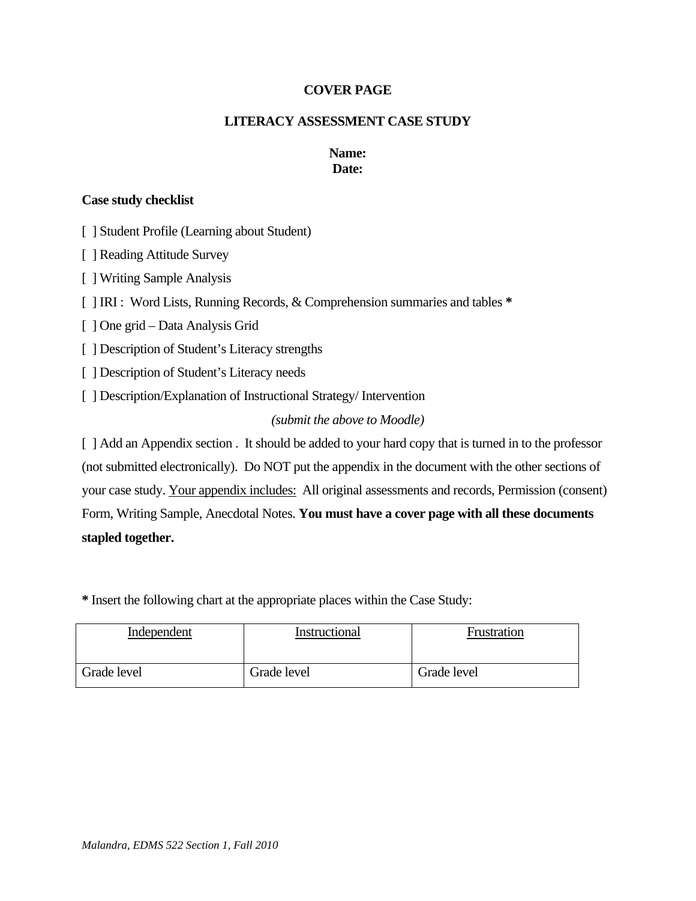**COVER PAGE**

**LITERACY ASSESSMENT CASE STUDY**

**Name:**
**Date:**

**Case study checklist**

[ ] Student Profile (Learning about Student)

[ ] Reading Attitude Survey

[ ] Writing Sample Analysis

[ ] IRI : Word Lists, Running Records, & Comprehension summaries and tables **\***

[ ] One grid – Data Analysis Grid

[ ] Description of Student's Literacy strengths

[ ] Description of Student's Literacy needs

[ ] Description/Explanation of Instructional Strategy/ Intervention

*(submit the above to Moodle)*

[ ] Add an Appendix section . It should be added to your hard copy that is turned in to the professor (not submitted electronically). Do NOT put the appendix in the document with the other sections of your case study. <u>Your appendix includes:</u> All original assessments and records, Permission (consent) Form, Writing Sample, Anecdotal Notes. **You must have a cover page with all these documents stapled together.**

**\*** Insert the following chart at the appropriate places within the Case Study:

| <u>Independent</u> | <u>Instructional</u> | <u>Frustration</u> |
| --- | --- | --- |
| Grade level | Grade level | Grade level |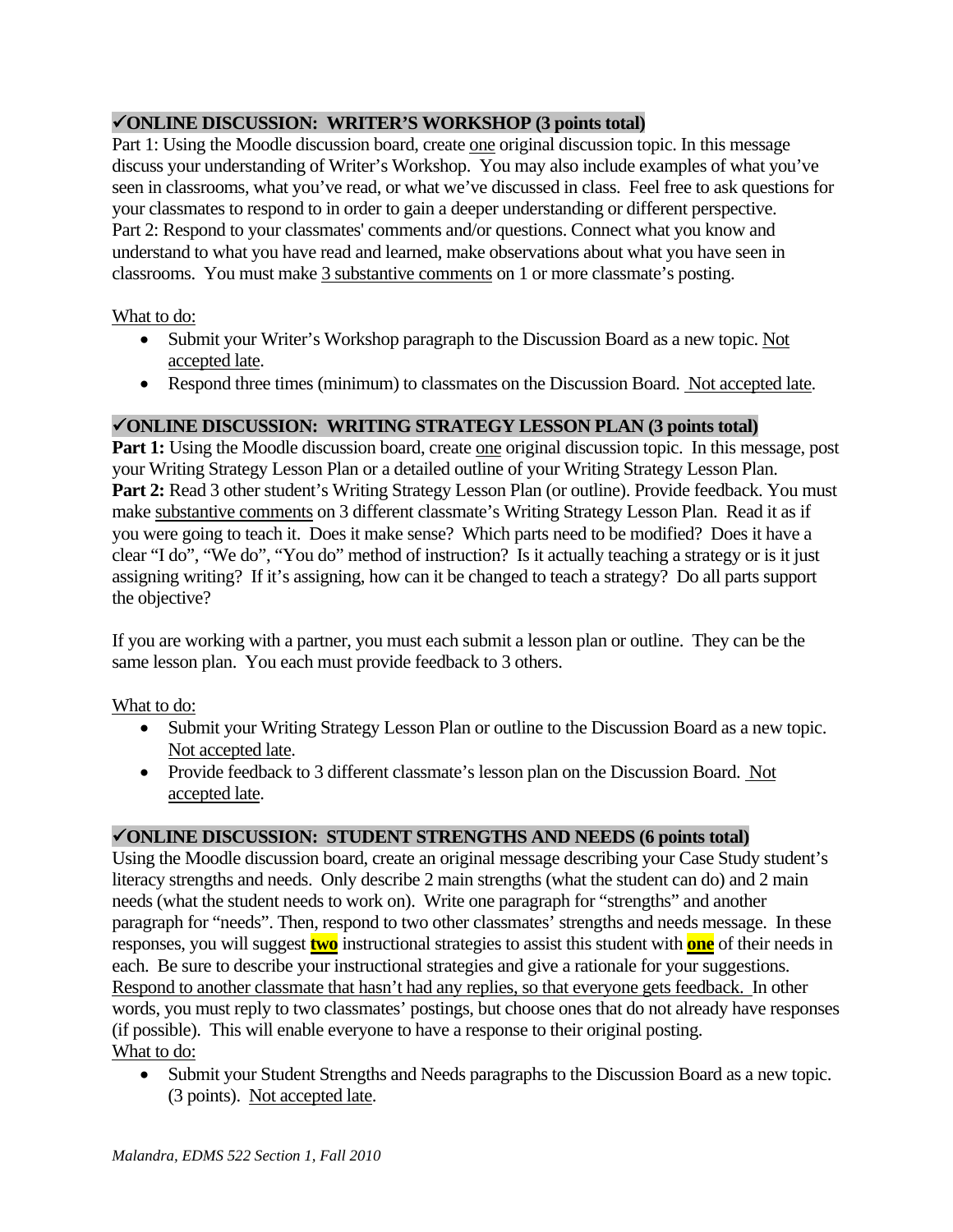### ✓ONLINE DISCUSSION: WRITER'S WORKSHOP (3 points total)

Part 1: Using the Moodle discussion board, create one original discussion topic. In this message discuss your understanding of Writer's Workshop. You may also include examples of what you've seen in classrooms, what you've read, or what we've discussed in class. Feel free to ask questions for your classmates to respond to in order to gain a deeper understanding or different perspective.
Part 2: Respond to your classmates' comments and/or questions. Connect what you know and understand to what you have read and learned, make observations about what you have seen in classrooms. You must make 3 substantive comments on 1 or more classmate's posting.

What to do:

- Submit your Writer's Workshop paragraph to the Discussion Board as a new topic. Not accepted late.
- Respond three times (minimum) to classmates on the Discussion Board. Not accepted late.

### ✓ONLINE DISCUSSION: WRITING STRATEGY LESSON PLAN (3 points total)

**Part 1:** Using the Moodle discussion board, create one original discussion topic. In this message, post your Writing Strategy Lesson Plan or a detailed outline of your Writing Strategy Lesson Plan.
**Part 2:** Read 3 other student's Writing Strategy Lesson Plan (or outline). Provide feedback. You must make substantive comments on 3 different classmate's Writing Strategy Lesson Plan. Read it as if you were going to teach it. Does it make sense? Which parts need to be modified? Does it have a clear "I do", "We do", "You do" method of instruction? Is it actually teaching a strategy or is it just assigning writing? If it's assigning, how can it be changed to teach a strategy? Do all parts support the objective?

If you are working with a partner, you must each submit a lesson plan or outline. They can be the same lesson plan. You each must provide feedback to 3 others.

What to do:

- Submit your Writing Strategy Lesson Plan or outline to the Discussion Board as a new topic. Not accepted late.
- Provide feedback to 3 different classmate's lesson plan on the Discussion Board. Not accepted late.

### ✓ONLINE DISCUSSION: STUDENT STRENGTHS AND NEEDS (6 points total)

Using the Moodle discussion board, create an original message describing your Case Study student's literacy strengths and needs. Only describe 2 main strengths (what the student can do) and 2 main needs (what the student needs to work on). Write one paragraph for "strengths" and another paragraph for "needs". Then, respond to two other classmates' strengths and needs message. In these responses, you will suggest **two** instructional strategies to assist this student with **one** of their needs in each. Be sure to describe your instructional strategies and give a rationale for your suggestions. Respond to another classmate that hasn't had any replies, so that everyone gets feedback. In other words, you must reply to two classmates' postings, but choose ones that do not already have responses (if possible). This will enable everyone to have a response to their original posting.
What to do:

- Submit your Student Strengths and Needs paragraphs to the Discussion Board as a new topic. (3 points). Not accepted late.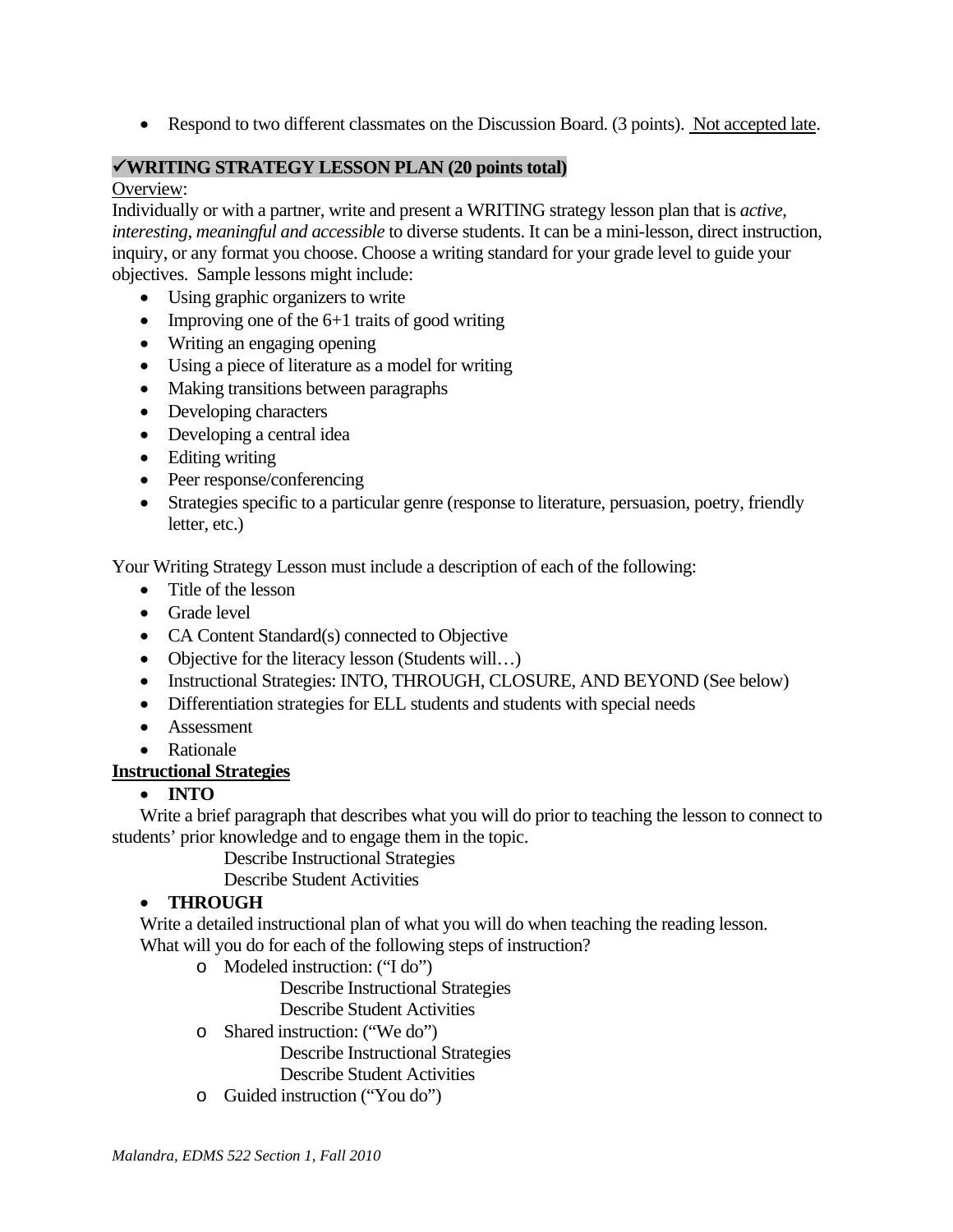- Respond to two different classmates on the Discussion Board. (3 points). Not accepted late.

## ✓WRITING STRATEGY LESSON PLAN (20 points total)

Overview:

Individually or with a partner, write and present a WRITING strategy lesson plan that is *active, interesting, meaningful and accessible* to diverse students. It can be a mini-lesson, direct instruction, inquiry, or any format you choose. Choose a writing standard for your grade level to guide your objectives. Sample lessons might include:

- Using graphic organizers to write
- Improving one of the 6+1 traits of good writing
- Writing an engaging opening
- Using a piece of literature as a model for writing
- Making transitions between paragraphs
- Developing characters
- Developing a central idea
- Editing writing
- Peer response/conferencing
- Strategies specific to a particular genre (response to literature, persuasion, poetry, friendly letter, etc.)

Your Writing Strategy Lesson must include a description of each of the following:

- Title of the lesson
- Grade level
- CA Content Standard(s) connected to Objective
- Objective for the literacy lesson (Students will…)
- Instructional Strategies: INTO, THROUGH, CLOSURE, AND BEYOND (See below)
- Differentiation strategies for ELL students and students with special needs
- Assessment
- Rationale

**Instructional Strategies**

- **INTO**

  Write a brief paragraph that describes what you will do prior to teaching the lesson to connect to students' prior knowledge and to engage them in the topic.

  Describe Instructional Strategies

  Describe Student Activities

- **THROUGH**

  Write a detailed instructional plan of what you will do when teaching the reading lesson. What will you do for each of the following steps of instruction?

  - Modeled instruction: ("I do")

    Describe Instructional Strategies

    Describe Student Activities

  - Shared instruction: ("We do")

    Describe Instructional Strategies

    Describe Student Activities

  - Guided instruction ("You do")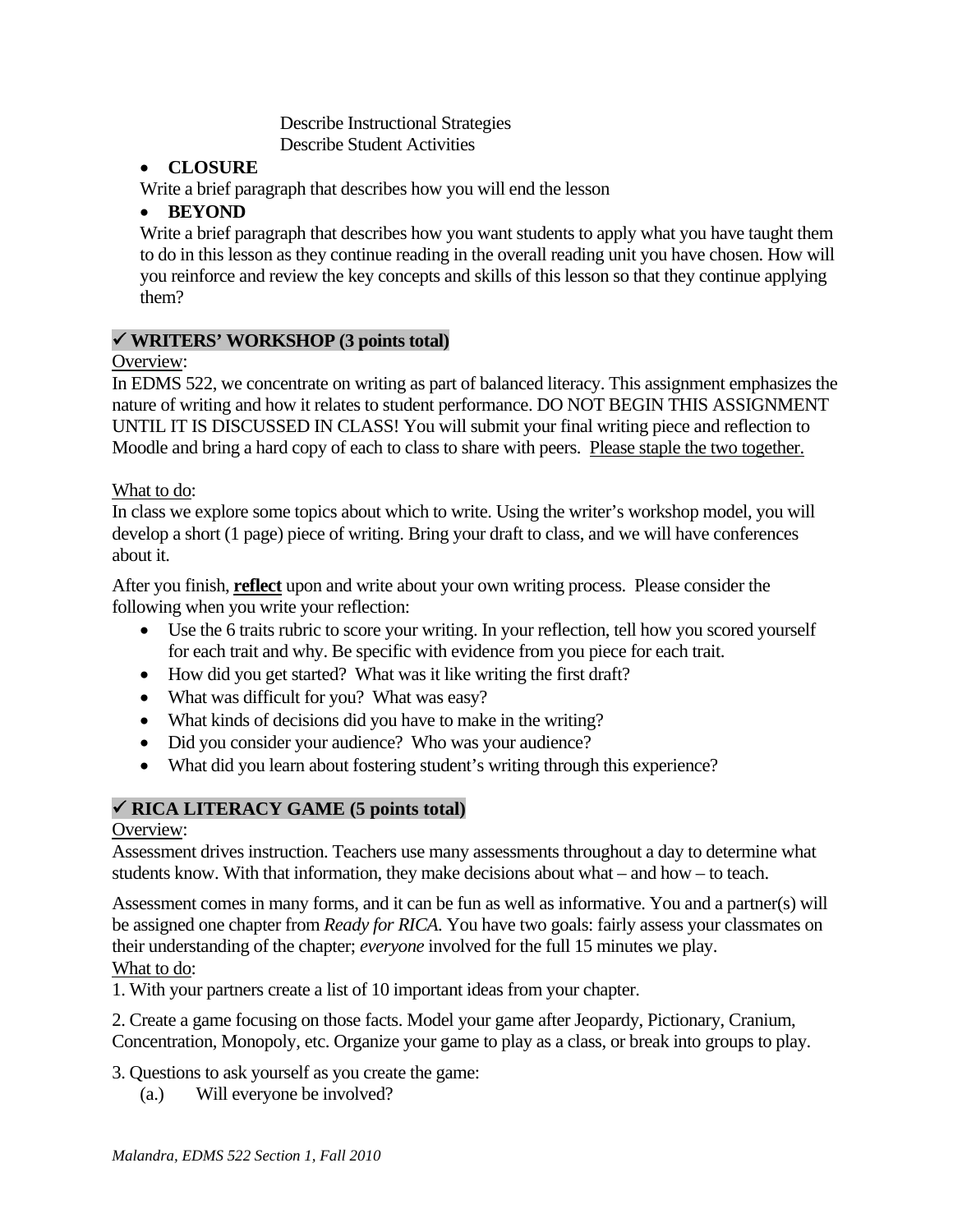Describe Instructional Strategies
Describe Student Activities

- **CLOSURE**

Write a brief paragraph that describes how you will end the lesson

- **BEYOND**

Write a brief paragraph that describes how you want students to apply what you have taught them to do in this lesson as they continue reading in the overall reading unit you have chosen. How will you reinforce and review the key concepts and skills of this lesson so that they continue applying them?

### ✓ WRITERS' WORKSHOP (3 points total)

Overview:

In EDMS 522, we concentrate on writing as part of balanced literacy. This assignment emphasizes the nature of writing and how it relates to student performance. DO NOT BEGIN THIS ASSIGNMENT UNTIL IT IS DISCUSSED IN CLASS! You will submit your final writing piece and reflection to Moodle and bring a hard copy of each to class to share with peers. Please staple the two together.

What to do:

In class we explore some topics about which to write. Using the writer's workshop model, you will develop a short (1 page) piece of writing. Bring your draft to class, and we will have conferences about it.

After you finish, **reflect** upon and write about your own writing process. Please consider the following when you write your reflection:

- Use the 6 traits rubric to score your writing. In your reflection, tell how you scored yourself for each trait and why. Be specific with evidence from you piece for each trait.
- How did you get started? What was it like writing the first draft?
- What was difficult for you? What was easy?
- What kinds of decisions did you have to make in the writing?
- Did you consider your audience? Who was your audience?
- What did you learn about fostering student's writing through this experience?

### ✓ RICA LITERACY GAME (5 points total)

Overview:

Assessment drives instruction. Teachers use many assessments throughout a day to determine what students know. With that information, they make decisions about what – and how – to teach.

Assessment comes in many forms, and it can be fun as well as informative. You and a partner(s) will be assigned one chapter from *Ready for RICA.* You have two goals: fairly assess your classmates on their understanding of the chapter; *everyone* involved for the full 15 minutes we play.

What to do:

1. With your partners create a list of 10 important ideas from your chapter.

2. Create a game focusing on those facts. Model your game after Jeopardy, Pictionary, Cranium, Concentration, Monopoly, etc. Organize your game to play as a class, or break into groups to play.

3. Questions to ask yourself as you create the game:

   (a.) Will everyone be involved?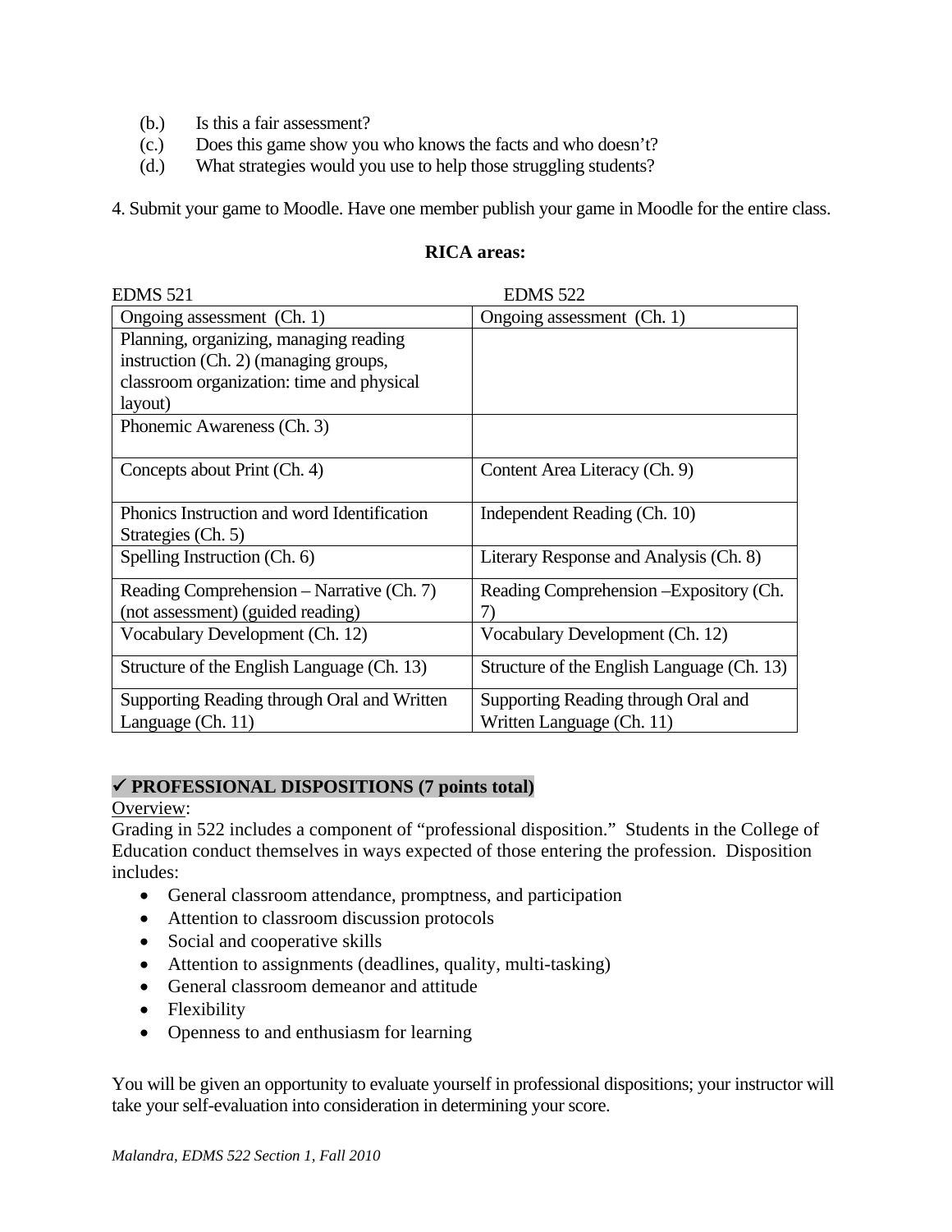(b.) Is this a fair assessment?
(c.) Does this game show you who knows the facts and who doesn't?
(d.) What strategies would you use to help those struggling students?

4. Submit your game to Moodle. Have one member publish your game in Moodle for the entire class.

**RICA areas:**

| EDMS 521 | EDMS 522 |
|---|---|
| Ongoing assessment (Ch. 1) | Ongoing assessment (Ch. 1) |
| Planning, organizing, managing reading instruction (Ch. 2) (managing groups, classroom organization: time and physical layout) | |
| Phonemic Awareness (Ch. 3) | |
| Concepts about Print (Ch. 4) | Content Area Literacy (Ch. 9) |
| Phonics Instruction and word Identification Strategies (Ch. 5) | Independent Reading (Ch. 10) |
| Spelling Instruction (Ch. 6) | Literary Response and Analysis (Ch. 8) |
| Reading Comprehension – Narrative (Ch. 7) (not assessment) (guided reading) | Reading Comprehension –Expository (Ch. 7) |
| Vocabulary Development (Ch. 12) | Vocabulary Development (Ch. 12) |
| Structure of the English Language (Ch. 13) | Structure of the English Language (Ch. 13) |
| Supporting Reading through Oral and Written Language (Ch. 11) | Supporting Reading through Oral and Written Language (Ch. 11) |

### ✓ PROFESSIONAL DISPOSITIONS (7 points total)

Overview:

Grading in 522 includes a component of "professional disposition." Students in the College of Education conduct themselves in ways expected of those entering the profession. Disposition includes:

- General classroom attendance, promptness, and participation
- Attention to classroom discussion protocols
- Social and cooperative skills
- Attention to assignments (deadlines, quality, multi-tasking)
- General classroom demeanor and attitude
- Flexibility
- Openness to and enthusiasm for learning

You will be given an opportunity to evaluate yourself in professional dispositions; your instructor will take your self-evaluation into consideration in determining your score.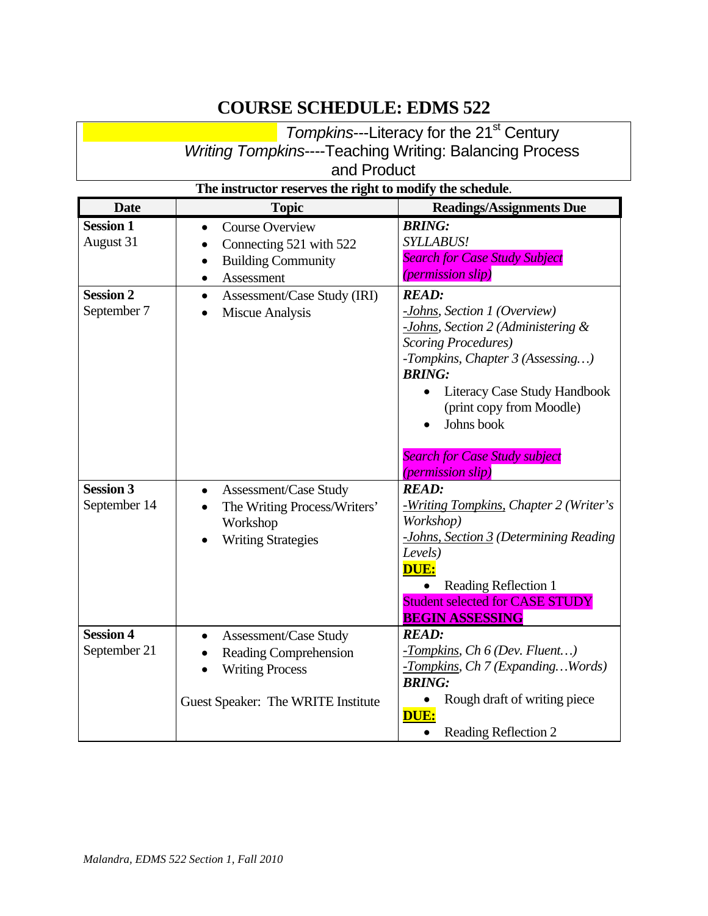# COURSE SCHEDULE: EDMS 522

*Tompkins*---Literacy for the 21st Century
*Writing Tompkins*----Teaching Writing: Balancing Process and Product

**The instructor reserves the right to modify the schedule.**

| Date | Topic | Readings/Assignments Due |
|---|---|---|
| **Session 1** August 31 | • Course Overview<br>• Connecting 521 with 522<br>• Building Community<br>• Assessment | ***BRING:***<br>*SYLLABUS!*<br>*Search for Case Study Subject (permission slip)* |
| **Session 2** September 7 | • Assessment/Case Study (IRI)<br>• Miscue Analysis | ***READ:***<br>*-Johns, Section 1 (Overview)*<br>*-Johns, Section 2 (Administering & Scoring Procedures)*<br>*-Tompkins, Chapter 3 (Assessing…)*<br>***BRING:***<br>• Literacy Case Study Handbook (print copy from Moodle)<br>• Johns book<br><br>*Search for Case Study subject (permission slip)* |
| **Session 3** September 14 | • Assessment/Case Study<br>• The Writing Process/Writers' Workshop<br>• Writing Strategies | ***READ:***<br>*-Writing Tompkins, Chapter 2 (Writer's Workshop)*<br>*-Johns, Section 3 (Determining Reading Levels)*<br>**DUE:**<br>• Reading Reflection 1<br>Student selected for CASE STUDY<br>**BEGIN ASSESSING** |
| **Session 4** September 21 | • Assessment/Case Study<br>• Reading Comprehension<br>• Writing Process<br><br>Guest Speaker: The WRITE Institute | ***READ:***<br>*-Tompkins, Ch 6 (Dev. Fluent…)*<br>*-Tompkins, Ch 7 (Expanding…Words)*<br>***BRING:***<br>• Rough draft of writing piece<br>**DUE:**<br>• Reading Reflection 2 |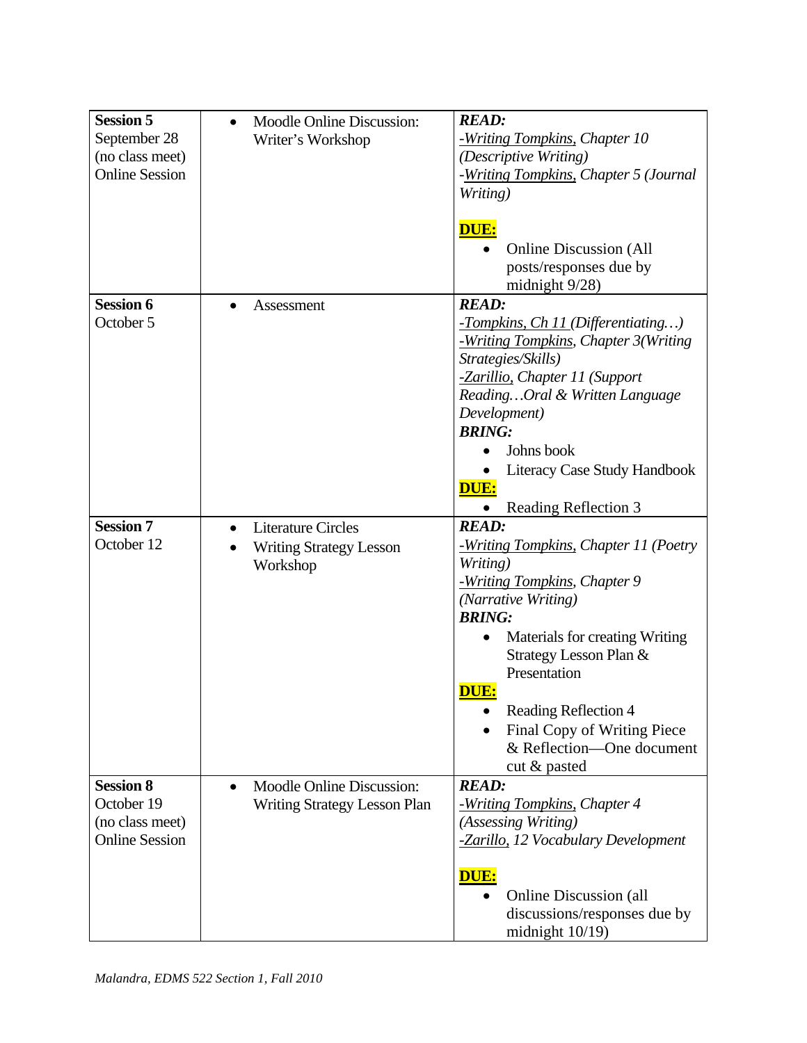| | | |
|---|---|---|
| **Session 5**<br>September 28<br>(no class meet)<br>Online Session | • Moodle Online Discussion: Writer's Workshop | ***READ:***<br>*-Writing Tompkins, Chapter 10 (Descriptive Writing)*<br>*-Writing Tompkins, Chapter 5 (Journal Writing)*<br><br>**DUE:**<br>• Online Discussion (All posts/responses due by midnight 9/28) |
| **Session 6**<br>October 5 | • Assessment | ***READ:***<br>*-Tompkins, Ch 11 (Differentiating…)*<br>*-Writing Tompkins, Chapter 3(Writing Strategies/Skills)*<br>*-Zarillio, Chapter 11 (Support Reading…Oral & Written Language Development)*<br>***BRING:***<br>• Johns book<br>• Literacy Case Study Handbook<br>**DUE:**<br>• Reading Reflection 3 |
| **Session 7**<br>October 12 | • Literature Circles<br>• Writing Strategy Lesson Workshop | ***READ:***<br>*-Writing Tompkins, Chapter 11 (Poetry Writing)*<br>*-Writing Tompkins, Chapter 9 (Narrative Writing)*<br>***BRING:***<br>• Materials for creating Writing Strategy Lesson Plan & Presentation<br>**DUE:**<br>• Reading Reflection 4<br>• Final Copy of Writing Piece & Reflection—One document cut & pasted |
| **Session 8**<br>October 19<br>(no class meet)<br>Online Session | • Moodle Online Discussion: Writing Strategy Lesson Plan | ***READ:***<br>*-Writing Tompkins, Chapter 4 (Assessing Writing)*<br>*-Zarillo, 12 Vocabulary Development*<br><br>**DUE:**<br>• Online Discussion (all discussions/responses due by midnight 10/19) |

*Malandra, EDMS 522 Section 1, Fall 2010*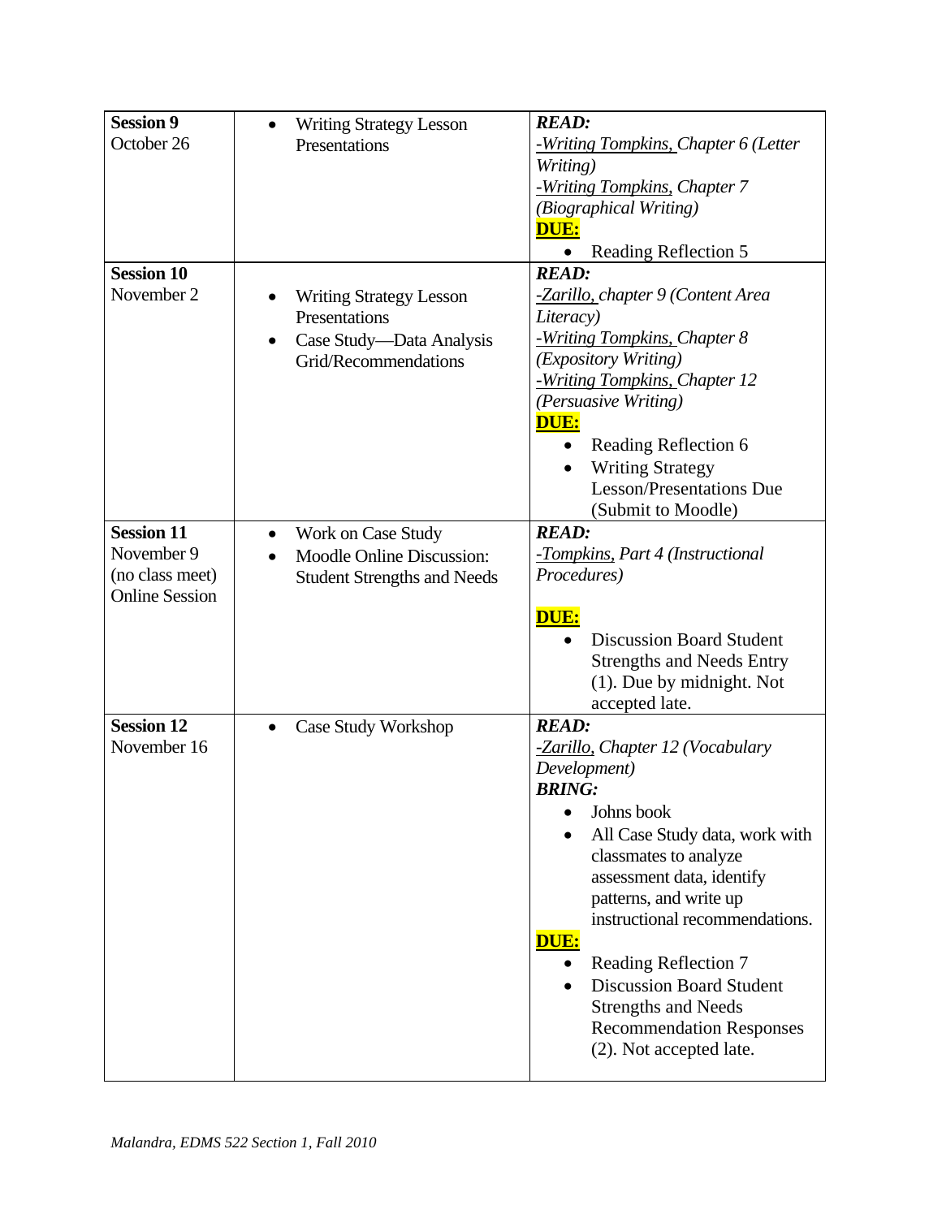| **Session 9**<br>October 26 | • Writing Strategy Lesson Presentations | ***READ:***<br>*-Writing Tompkins, Chapter 6 (Letter Writing)*<br>*-Writing Tompkins, Chapter 7 (Biographical Writing)*<br>**DUE:**<br>• Reading Reflection 5 |
|---|---|---|
| **Session 10**<br>November 2 | • Writing Strategy Lesson Presentations<br>• Case Study—Data Analysis Grid/Recommendations | ***READ:***<br>*-Zarillo, chapter 9 (Content Area Literacy)*<br>*-Writing Tompkins, Chapter 8 (Expository Writing)*<br>*-Writing Tompkins, Chapter 12 (Persuasive Writing)*<br>**DUE:**<br>• Reading Reflection 6<br>• Writing Strategy Lesson/Presentations Due (Submit to Moodle) |
| **Session 11**<br>November 9<br>(no class meet)<br>Online Session | • Work on Case Study<br>• Moodle Online Discussion: Student Strengths and Needs | ***READ:***<br>*-Tompkins, Part 4 (Instructional Procedures)*<br><br>**DUE:**<br>• Discussion Board Student Strengths and Needs Entry (1). Due by midnight. Not accepted late. |
| **Session 12**<br>November 16 | • Case Study Workshop | ***READ:***<br>*-Zarillo, Chapter 12 (Vocabulary Development)*<br>***BRING:***<br>• Johns book<br>• All Case Study data, work with classmates to analyze assessment data, identify patterns, and write up instructional recommendations.<br>**DUE:**<br>• Reading Reflection 7<br>• Discussion Board Student Strengths and Needs Recommendation Responses (2). Not accepted late. |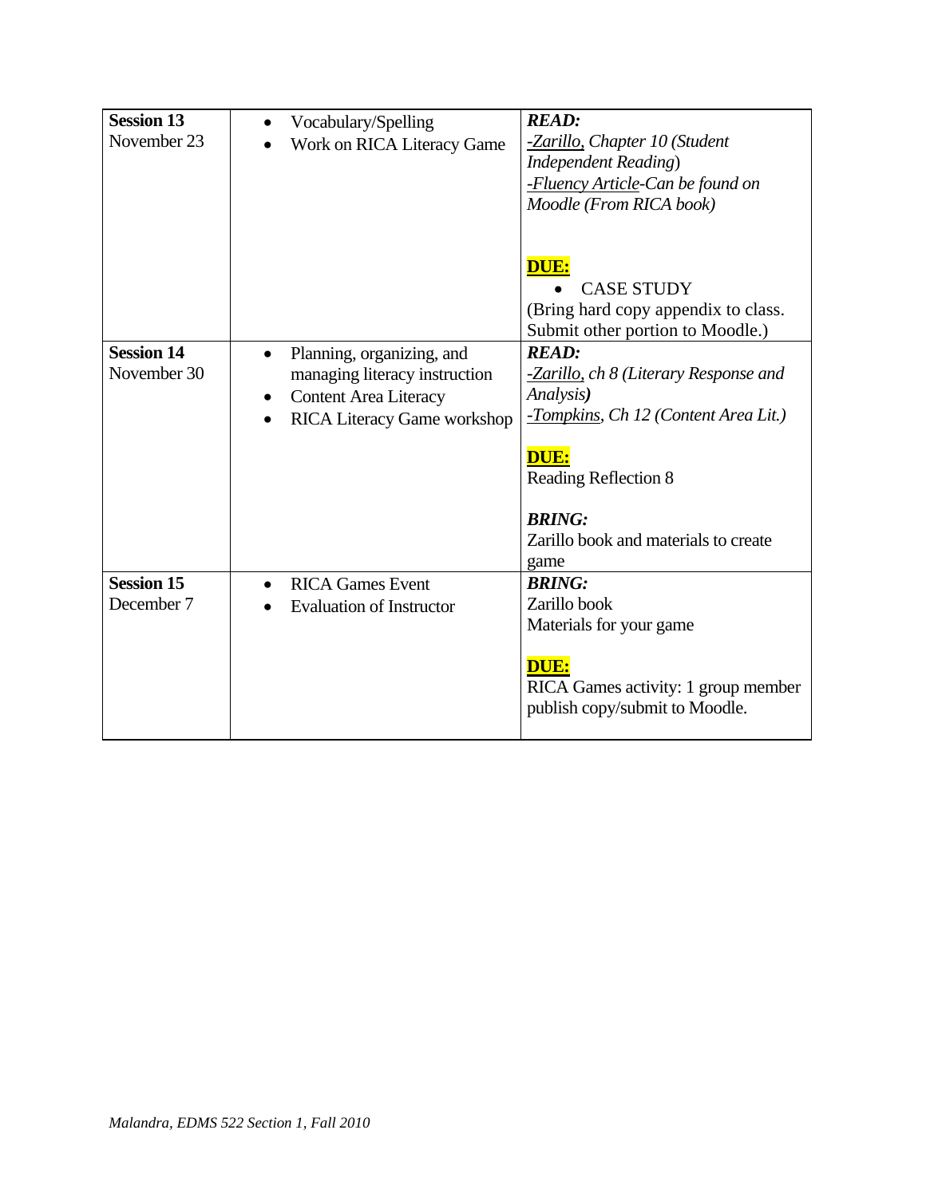| | | |
|---|---|---|
| **Session 13**<br>November 23 | • Vocabulary/Spelling<br>• Work on RICA Literacy Game | ***READ:***<br>*-Zarillo, Chapter 10 (Student Independent Reading)*<br>*-Fluency Article-Can be found on Moodle (From RICA book)*<br><br>**DUE:**<br>• CASE STUDY<br>(Bring hard copy appendix to class. Submit other portion to Moodle.) |
| **Session 14**<br>November 30 | • Planning, organizing, and managing literacy instruction<br>• Content Area Literacy<br>• RICA Literacy Game workshop | ***READ:***<br>*-Zarillo, ch 8 (Literary Response and Analysis)*<br>*-Tompkins, Ch 12 (Content Area Lit.)*<br><br>**DUE:**<br>Reading Reflection 8<br><br>***BRING:***<br>Zarillo book and materials to create game |
| **Session 15**<br>December 7 | • RICA Games Event<br>• Evaluation of Instructor | ***BRING:***<br>Zarillo book<br>Materials for your game<br><br>**DUE:**<br>RICA Games activity: 1 group member publish copy/submit to Moodle. |